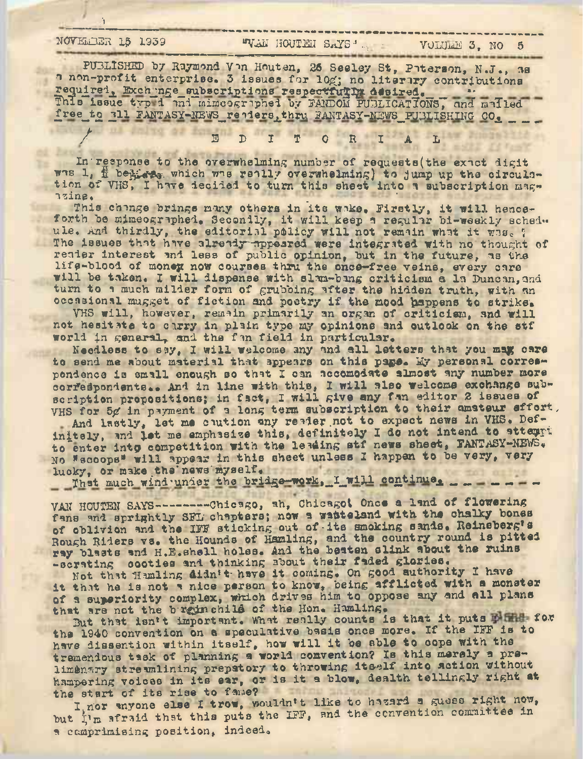NOVEMBER 15 1939 "VAN HOUTEN SAYS" VOLUME 3, NO 5

PUBLISHED by Raymond Van Houten, 26 Seeley St, Paterson, N.J., as a non-profit enterprise. 3 issues for 10¢; no literary contributions required. Exchange subscriptions respectfully desired. This issue typed and mimeographed by FANDOM PUBLICATIONS, and mailed free to all FANTASY-NEWS readers, thru FANTASY-NEWS PUBLISHING CO.

## E D I T O R I A L

In response to the overwhelming number of requests(the exact digit was 1, & believe which was really overwhelming) to jump up the circulation of VHS, I have decided to turn this sheet into a subscription magazine.

This change brings many others in its wake. Firstly, it will henceforth be mimeographed. Secondly, it will keep a regular bi-weekly schedule. And thirdly, the editorial policy will not remain what it was. The issues that have already appeared were integrated with no thought of reader interest and less of public opinion, but in the future, as the life-blood of money now courses thru the once-free veins, every care will be taken. I will dispense with slam-bang criticism a la Duncan, and turn to a much milder form of grubbing after the hidden truth, with an occasional nugget of fiction and poetry if the mood happens to strike.

VHS will, however, remain primarily an organ of criticism, and will not hesitate to carry in plain type my opinions and outlook on the stf world in general, and the fan field in particular.

Needless to say, I will welcome any and all letters that you may care to send me about material that appears on this page. My personal correspondence is small enough so that I can accomodate almost any number more correspondents.. And in line with this, I will also welcome exchange subscription propositions; in fact, I will give any fan editor 2 issues of VHS for 5¢ in payment of a long term subscription to their amateur effort.

And lastly, let me caution any reader not to expect news in VHS. Definitely, and let me emphasize this, definitely I do not intend to attempt to enter into competition with the leading stf news sheet, FANTASY-NEWS. No "scoops" will appear in this sheet unless I happen to be very, very lucky, or make the news myself.

That much wind under the bridge-work, I will continue.

VAN HOUTEN SAYS--------Chicago, ah, Chicago! Once a land of flowering fans and sprightly SFL chapters; now a wasteland with the chalky bones of oblivion and the IFF sticking out of its smoking sands. Reinsberg's Rough Riders vs. the Hounds of Hamling, and the country round is pitted ray blasts and H.E.shell holes. And the beaten slink about the ruins -scrating cooties and thinking about their faded glories.

Not that Hamling didn't have it coming. On good authority I have it that he is not a nice person to know, being afflicted with a monster of a superiority complex, which drives him to oppose any and all plans that are not the brainchild of the Hon. Hamling.

But that isn't important. What really counts is that it puts plans for the 1940 convention on a speculative basis once more. If the IFF is to have dissention within itself, how will it be able to cope with the tremendous task of planning a world convention? Is this merely a preliminary streamlining prepatory to throwing itself into action without hampering voices in its ear, or is it a blow, dealth tellingly right at the start of its rise to fame?

I, nor anyone else I trow, wouldn't like to hazard a guess right now, but I'm afraid that this puts the IFF, and the convention committee in a comprimising position, indeed.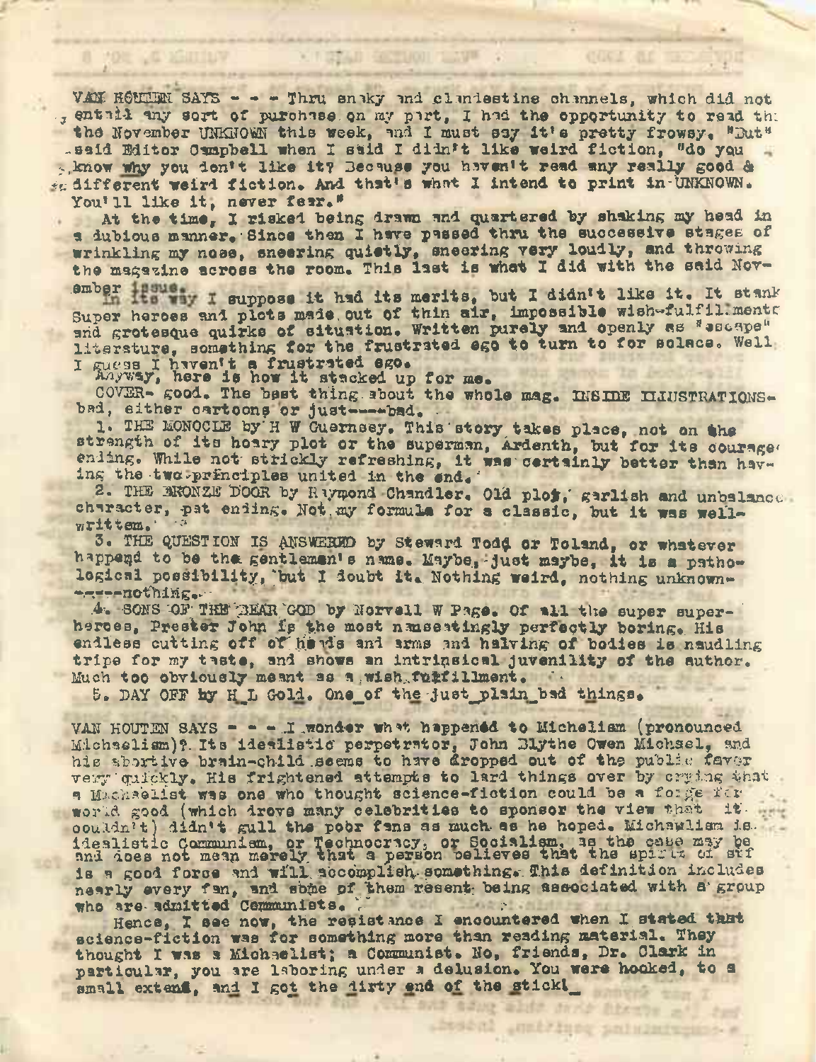VAN HOUTEN SAYS - - - Thru snaky and clandestine channels, which did not entail any sort of purchase on my part, I had the opportunity to read the the November UNKNOWN this week, and I must say it's pretty frowsy. "But" said Editor Campbell when I said I didn't like weird fiction, "do you know why you don't like it? Because you haven't read any really good & different weird fiction. And that's what I intend to print in UNKNOWN. You'll like it, never fear."

At the time, I risked being drawn and quartered by shaking my head in a dubious manner. Since then I have passed thru the successive stages of wrinkling my nose, sneering quietly, sneering very loudly, and throwing the magazine across the room. This last is what I did with the said November issue.

In its way I suppose it had its merits, but I didn't like it. It stank Super heroes and plots made out of thin air, impossible wish-fulfillments and grotesque quirks of situation. Written purely and openly as "escape" literature, something for the frustrated ego to turn to for solace. Well I guess I haven't a frustrated ego.

Anyway, here is how it stacked up for me.

COVER- good. The best thing about the whole mag. INSIDE ILLUSTRATIONS- bad, either cartoons or just----bad.

1. THE MONOCLE by H W Guernsey. This story takes place, not on the strength of its hoary plot or the superman, Ardenth, but for its courage ending. While not strickly refreshing, it was certainly better than having the two principles united in the end.

2. THE BRONZE DOOR by Raymond Chandler. Old plot, garlish and unbalanced character, pat ending. Not my formula for a classic, but it was well-written.

3. THE QUESTION IS ANSWERED by Steward Todd or Toland, or whatever happend to be the gentleman's name. Maybe, just maybe, it is a pathological possibility, but I doubt it. Nothing weird, nothing unknown------nothing.

4. SONS OF THE BEAR GOD by Norvell W Page. Of all the super superheroes, Prester John is the most nauseatingly perfectly boring. His endless cutting off of heads and arms and halving of bodies is maudling tripe for my taste, and shows an intrinsical juvenility of the author. Much too obviously meant as a wish fulfillment.

5. DAY OFF by H L Gold. One of the just plain bad things.

VAN HOUTEN SAYS - - - I wonder what happened to Michelism (pronounced Michaelism)? Its idealistic perpetrator, John Blythe Owen Michsel, and his abortive brain-child seems to have dropped out of the public favor very quickly. His frightened attempts to lard things over by crying that a Michaelist was one who thought science-fiction could be a force for world good (which drove many celebrities to sponsor the view that it couldn't) didn't gull the poor fans as much as he hoped. Michaelism is idealistic Communism, or Technocracy, or Socialism, as the case may be and does not mean merely that a person believes that the spirit of stf is a good force and will accomplish something. This definition includes nearly every fan, and some of them resent being associated with a group who are admitted Communists.

Hence, I see now, the resistance I encountered when I stated that science-fiction was for something more than reading material. They thought I was a Michaelist; a Communist. No, friends, Dr. Clark in particular, you are laboring under a delusion. You were hooked, to a small extent, and I got the dirty end of the stick!_